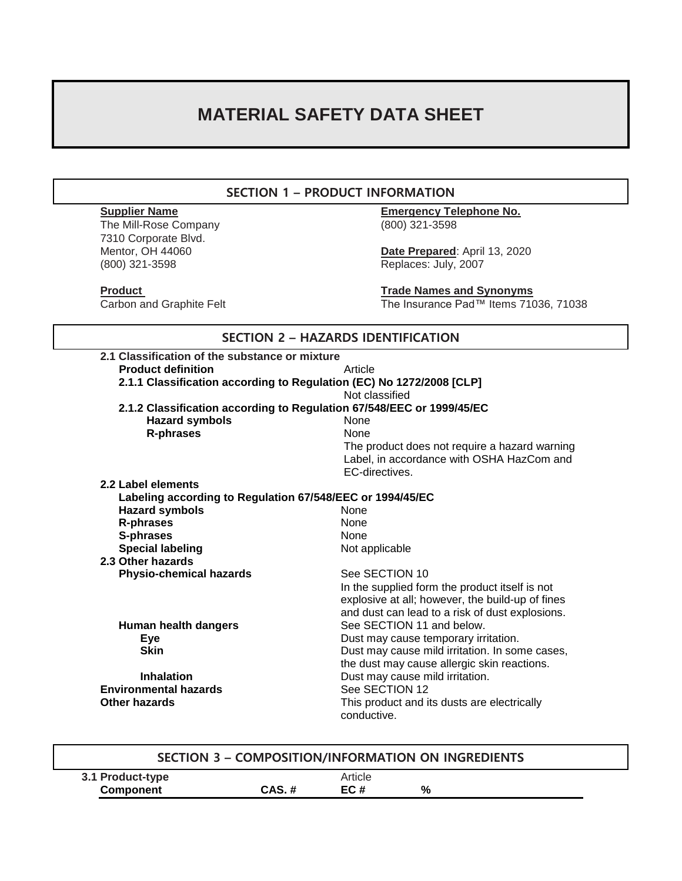# MATERIAL SAFETY DATA SHEET

## SECTION 1 – PRODUCT INFORMATION

**Supplier Name**
The Mill-Rose Company
7310 Corporate Blvd.
Mentor, OH 44060
(800) 321-3598

**Emergency Telephone No.**
(800) 321-3598

**Date Prepared**: April 13, 2020
Replaces: July, 2007

**Product**
Carbon and Graphite Felt

**Trade Names and Synonyms**
The Insurance Pad™ Items 71036, 71038

## SECTION 2 – HAZARDS IDENTIFICATION

**2.1 Classification of the substance or mixture**

**Product definition** — Article

**2.1.1 Classification according to Regulation (EC) No 1272/2008 [CLP]**

Not classified

**2.1.2 Classification according to Regulation 67/548/EEC or 1999/45/EC**

**Hazard symbols** — None

**R-phrases** — None

The product does not require a hazard warning Label, in accordance with OSHA HazCom and EC-directives.

**2.2 Label elements**

**Labeling according to Regulation 67/548/EEC or 1994/45/EC**

**Hazard symbols** — None

**R-phrases** — None

**S-phrases** — None

**Special labeling** — Not applicable

**2.3 Other hazards**

**Physio-chemical hazards** — See SECTION 10

In the supplied form the product itself is not explosive at all; however, the build-up of fines and dust can lead to a risk of dust explosions.

**Human health dangers** — See SECTION 11 and below.

**Eye** — Dust may cause temporary irritation.

**Skin** — Dust may cause mild irritation. In some cases, the dust may cause allergic skin reactions.

**Inhalation** — Dust may cause mild irritation.

**Environmental hazards** — See SECTION 12

**Other hazards** — This product and its dusts are electrically conductive.

## SECTION 3 – COMPOSITION/INFORMATION ON INGREDIENTS

**3.1 Product-type** — Article

| Component | CAS. # | EC # | % |
|---|---|---|---|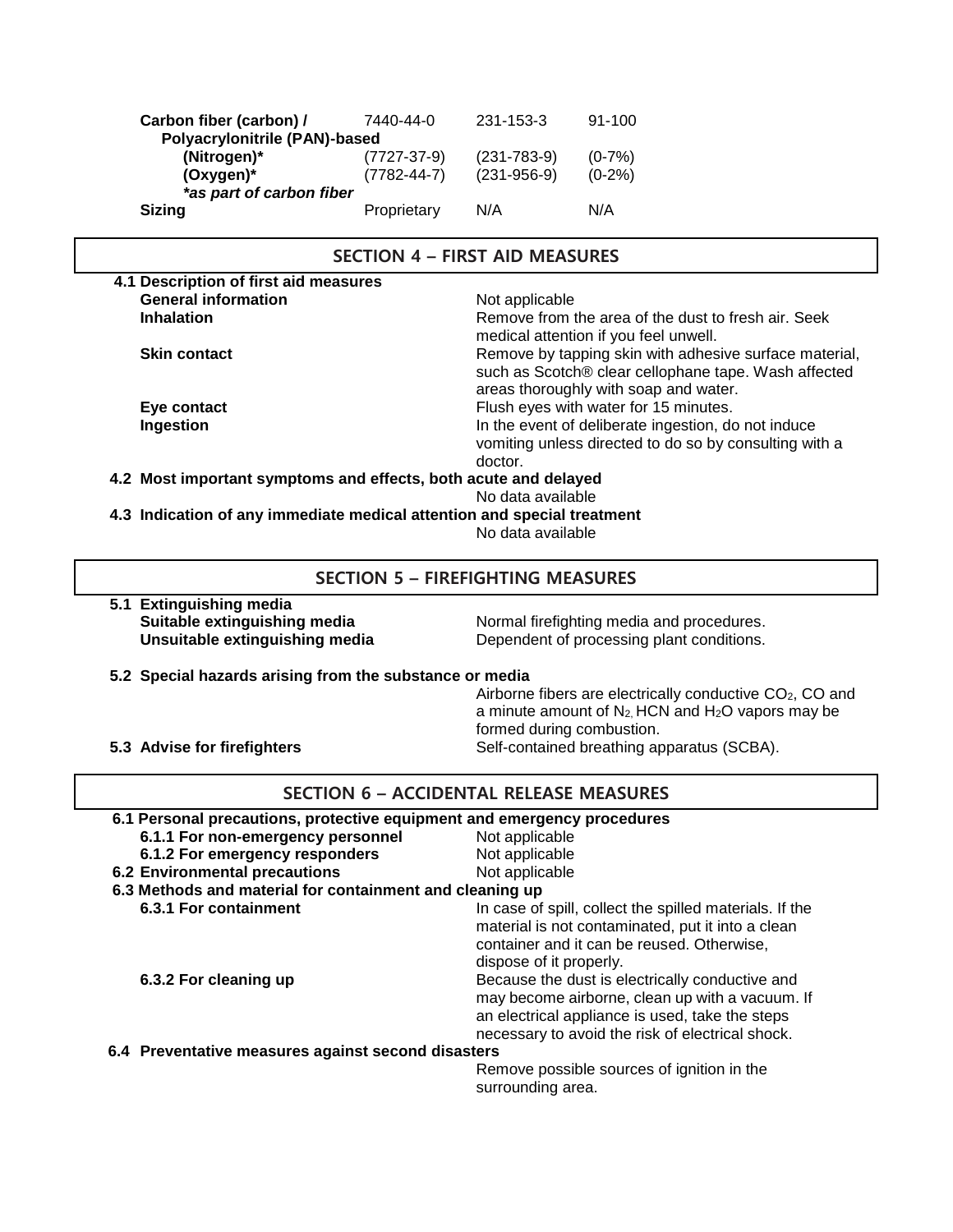| | | | |
|---|---|---|---|
| **Carbon fiber (carbon) / Polyacrylonitrile (PAN)-based** | 7440-44-0 | 231-153-3 | 91-100 |
| **(Nitrogen)*** | (7727-37-9) | (231-783-9) | (0-7%) |
| **(Oxygen)*** | (7782-44-7) | (231-956-9) | (0-2%) |
| ***as part of carbon fiber** | | | |
| **Sizing** | Proprietary | N/A | N/A |

## SECTION 4 – FIRST AID MEASURES

**4.1 Description of first aid measures**

**General information** Not applicable

**Inhalation** Remove from the area of the dust to fresh air. Seek medical attention if you feel unwell.

**Skin contact** Remove by tapping skin with adhesive surface material, such as Scotch® clear cellophane tape. Wash affected areas thoroughly with soap and water.

**Eye contact** Flush eyes with water for 15 minutes.

**Ingestion** In the event of deliberate ingestion, do not induce vomiting unless directed to do so by consulting with a doctor.

**4.2 Most important symptoms and effects, both acute and delayed**

No data available

**4.3 Indication of any immediate medical attention and special treatment**

No data available

## SECTION 5 – FIREFIGHTING MEASURES

**5.1 Extinguishing media**

**Suitable extinguishing media** Normal firefighting media and procedures.

**Unsuitable extinguishing media** Dependent of processing plant conditions.

**5.2 Special hazards arising from the substance or media**

Airborne fibers are electrically conductive $CO_2$, CO and a minute amount of $N_2$, HCN and $H_2O$ vapors may be formed during combustion.

**5.3 Advise for firefighters** Self-contained breathing apparatus (SCBA).

## SECTION 6 – ACCIDENTAL RELEASE MEASURES

**6.1 Personal precautions, protective equipment and emergency procedures**

**6.1.1 For non-emergency personnel** Not applicable

**6.1.2 For emergency responders** Not applicable

**6.2 Environmental precautions** Not applicable

**6.3 Methods and material for containment and cleaning up**

**6.3.1 For containment** In case of spill, collect the spilled materials. If the material is not contaminated, put it into a clean container and it can be reused. Otherwise, dispose of it properly.

**6.3.2 For cleaning up** Because the dust is electrically conductive and may become airborne, clean up with a vacuum. If an electrical appliance is used, take the steps necessary to avoid the risk of electrical shock.

**6.4 Preventative measures against second disasters**

Remove possible sources of ignition in the surrounding area.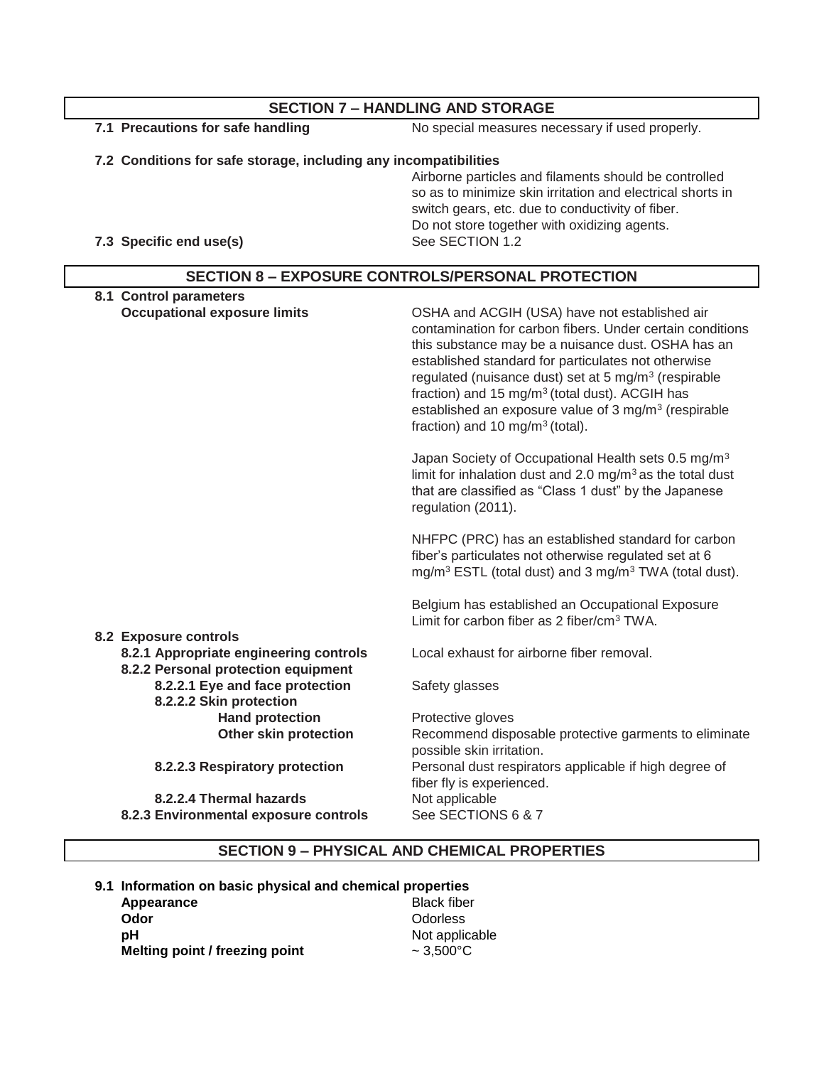## SECTION 7 – HANDLING AND STORAGE

**7.1 Precautions for safe handling** No special measures necessary if used properly.

**7.2 Conditions for safe storage, including any incompatibilities**

Airborne particles and filaments should be controlled so as to minimize skin irritation and electrical shorts in switch gears, etc. due to conductivity of fiber.
Do not store together with oxidizing agents.

**7.3 Specific end use(s)** See SECTION 1.2

## SECTION 8 – EXPOSURE CONTROLS/PERSONAL PROTECTION

**8.1 Control parameters**

**Occupational exposure limits**

OSHA and ACGIH (USA) have not established air contamination for carbon fibers. Under certain conditions this substance may be a nuisance dust. OSHA has an established standard for particulates not otherwise regulated (nuisance dust) set at 5 mg/m$^3$ (respirable fraction) and 15 mg/m$^3$ (total dust). ACGIH has established an exposure value of 3 mg/m$^3$ (respirable fraction) and 10 mg/m$^3$ (total).

Japan Society of Occupational Health sets 0.5 mg/m$^3$ limit for inhalation dust and 2.0 mg/m$^3$ as the total dust that are classified as "Class 1 dust" by the Japanese regulation (2011).

NHFPC (PRC) has an established standard for carbon fiber's particulates not otherwise regulated set at 6 mg/m$^3$ ESTL (total dust) and 3 mg/m$^3$ TWA (total dust).

Belgium has established an Occupational Exposure Limit for carbon fiber as 2 fiber/cm$^3$ TWA.

**8.2 Exposure controls**

**8.2.1 Appropriate engineering controls** Local exhaust for airborne fiber removal.

**8.2.2 Personal protection equipment**

**8.2.2.1 Eye and face protection** Safety glasses

**8.2.2.2 Skin protection**

**Hand protection** Protective gloves

**Other skin protection** Recommend disposable protective garments to eliminate possible skin irritation.

**8.2.2.3 Respiratory protection** Personal dust respirators applicable if high degree of fiber fly is experienced.

**8.2.2.4 Thermal hazards** Not applicable

**8.2.3 Environmental exposure controls** See SECTIONS 6 & 7

## SECTION 9 – PHYSICAL AND CHEMICAL PROPERTIES

**9.1 Information on basic physical and chemical properties**

**Appearance** Black fiber

**Odor** Odorless

**pH** Not applicable

**Melting point / freezing point** ~ 3,500°C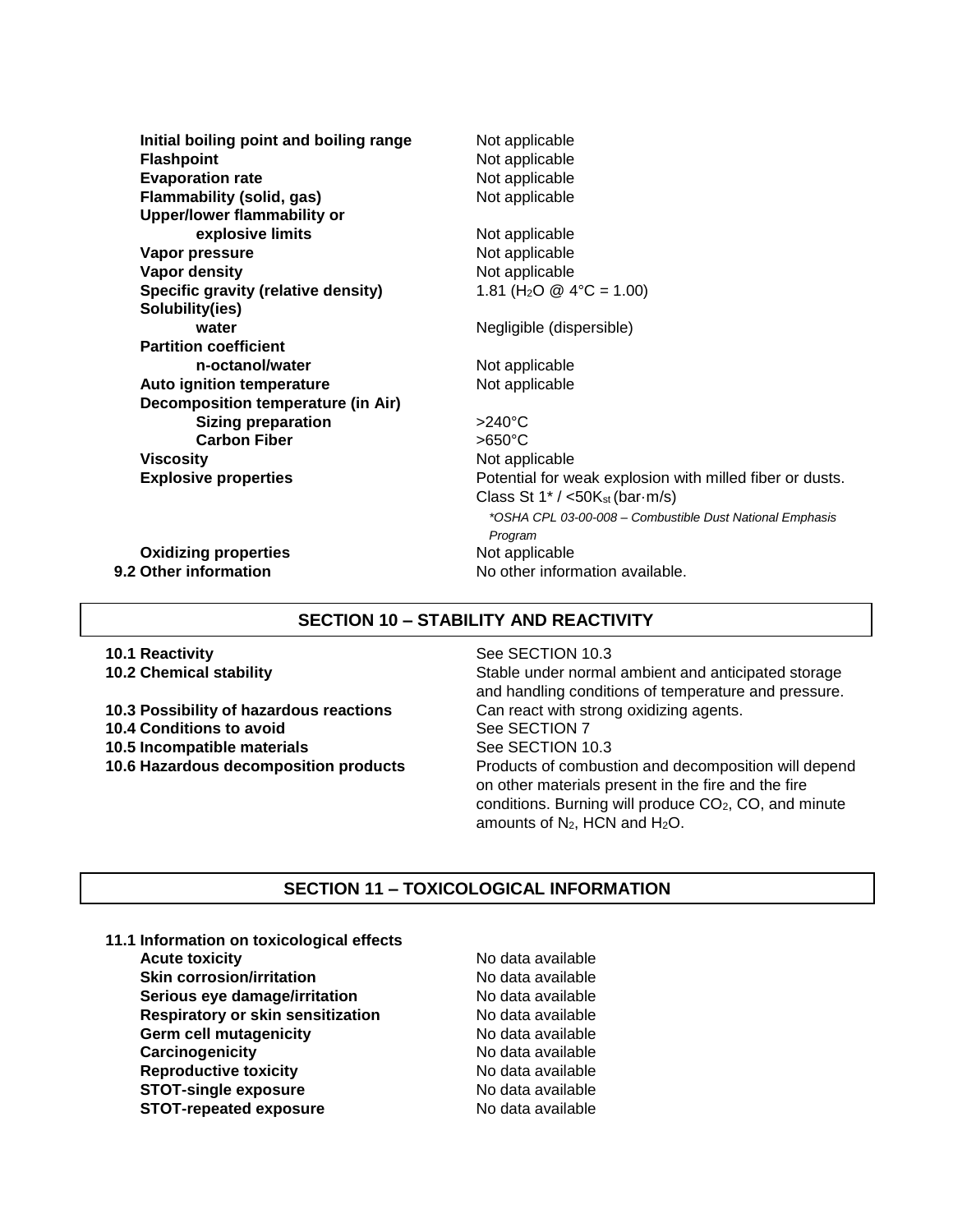| | |
|---|---|
| **Initial boiling point and boiling range** | Not applicable |
| **Flashpoint** | Not applicable |
| **Evaporation rate** | Not applicable |
| **Flammability (solid, gas)** | Not applicable |
| **Upper/lower flammability or explosive limits** | Not applicable |
| **Vapor pressure** | Not applicable |
| **Vapor density** | Not applicable |
| **Specific gravity (relative density)** | 1.81 ($H_2O$ @ 4°C = 1.00) |
| **Solubility(ies)** | |
| **water** | Negligible (dispersible) |
| **Partition coefficient** | |
| **n-octanol/water** | Not applicable |
| **Auto ignition temperature** | Not applicable |
| **Decomposition temperature (in Air)** | |
| **Sizing preparation** | >240°C |
| **Carbon Fiber** | >650°C |
| **Viscosity** | Not applicable |
| **Explosive properties** | Potential for weak explosion with milled fiber or dusts. Class St 1* / <50$K_{st}$ (bar·m/s) *\*OSHA CPL 03-00-008 – Combustible Dust National Emphasis Program* |
| **Oxidizing properties** | Not applicable |

**9.2 Other information** No other information available.

## SECTION 10 – STABILITY AND REACTIVITY

| | |
|---|---|
| **10.1 Reactivity** | See SECTION 10.3 |
| **10.2 Chemical stability** | Stable under normal ambient and anticipated storage and handling conditions of temperature and pressure. |
| **10.3 Possibility of hazardous reactions** | Can react with strong oxidizing agents. |
| **10.4 Conditions to avoid** | See SECTION 7 |
| **10.5 Incompatible materials** | See SECTION 10.3 |
| **10.6 Hazardous decomposition products** | Products of combustion and decomposition will depend on other materials present in the fire and the fire conditions. Burning will produce $CO_2$, CO, and minute amounts of $N_2$, HCN and $H_2O$. |

## SECTION 11 – TOXICOLOGICAL INFORMATION

**11.1 Information on toxicological effects**

| | |
|---|---|
| **Acute toxicity** | No data available |
| **Skin corrosion/irritation** | No data available |
| **Serious eye damage/irritation** | No data available |
| **Respiratory or skin sensitization** | No data available |
| **Germ cell mutagenicity** | No data available |
| **Carcinogenicity** | No data available |
| **Reproductive toxicity** | No data available |
| **STOT-single exposure** | No data available |
| **STOT-repeated exposure** | No data available |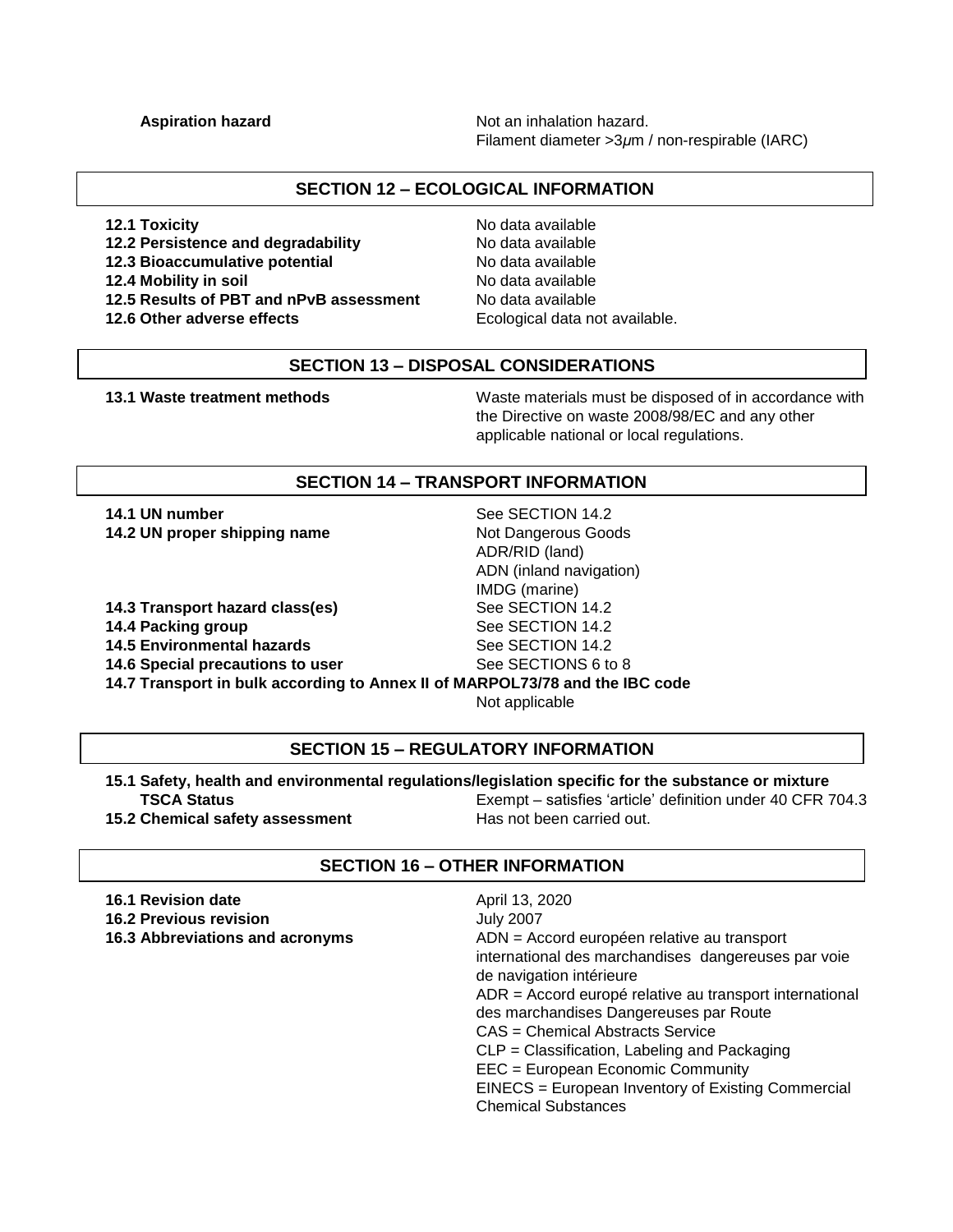**Aspiration hazard** Not an inhalation hazard.
Filament diameter >3µm / non-respirable (IARC)

## SECTION 12 – ECOLOGICAL INFORMATION

| | |
|---|---|
| **12.1 Toxicity** | No data available |
| **12.2 Persistence and degradability** | No data available |
| **12.3 Bioaccumulative potential** | No data available |
| **12.4 Mobility in soil** | No data available |
| **12.5 Results of PBT and nPvB assessment** | No data available |
| **12.6 Other adverse effects** | Ecological data not available. |

## SECTION 13 – DISPOSAL CONSIDERATIONS

**13.1 Waste treatment methods** Waste materials must be disposed of in accordance with the Directive on waste 2008/98/EC and any other applicable national or local regulations.

## SECTION 14 – TRANSPORT INFORMATION

| | |
|---|---|
| **14.1 UN number** | See SECTION 14.2 |
| **14.2 UN proper shipping name** | Not Dangerous Goods<br>ADR/RID (land)<br>ADN (inland navigation)<br>IMDG (marine) |
| **14.3 Transport hazard class(es)** | See SECTION 14.2 |
| **14.4 Packing group** | See SECTION 14.2 |
| **14.5 Environmental hazards** | See SECTION 14.2 |
| **14.6 Special precautions to user** | See SECTIONS 6 to 8 |

**14.7 Transport in bulk according to Annex II of MARPOL73/78 and the IBC code**
Not applicable

## SECTION 15 – REGULATORY INFORMATION

**15.1 Safety, health and environmental regulations/legislation specific for the substance or mixture**

| | |
|---|---|
| **TSCA Status** | Exempt – satisfies 'article' definition under 40 CFR 704.3 |
| **15.2 Chemical safety assessment** | Has not been carried out. |

## SECTION 16 – OTHER INFORMATION

| | |
|---|---|
| **16.1 Revision date** | April 13, 2020 |
| **16.2 Previous revision** | July 2007 |
| **16.3 Abbreviations and acronyms** | ADN = Accord européen relative au transport international des marchandises dangereuses par voie de navigation intérieure<br>ADR = Accord europé relative au transport international des marchandises Dangereuses par Route<br>CAS = Chemical Abstracts Service<br>CLP = Classification, Labeling and Packaging<br>EEC = European Economic Community<br>EINECS = European Inventory of Existing Commercial Chemical Substances |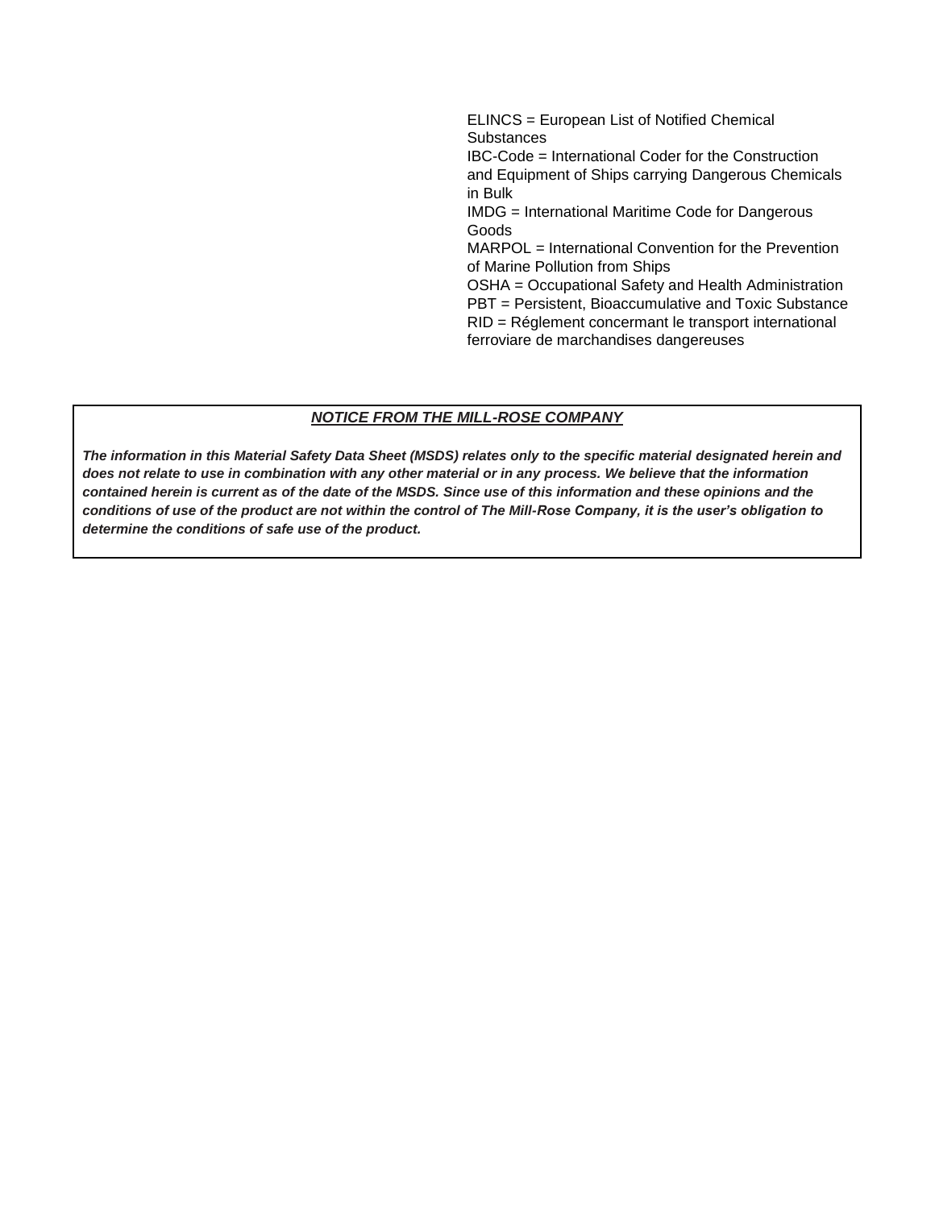ELINCS = European List of Notified Chemical Substances
IBC-Code = International Coder for the Construction and Equipment of Ships carrying Dangerous Chemicals in Bulk
IMDG = International Maritime Code for Dangerous Goods
MARPOL = International Convention for the Prevention of Marine Pollution from Ships
OSHA = Occupational Safety and Health Administration
PBT = Persistent, Bioaccumulative and Toxic Substance
RID = Réglement concermant le transport international ferroviare de marchandises dangereuses

***NOTICE FROM THE MILL-ROSE COMPANY***

***The information in this Material Safety Data Sheet (MSDS) relates only to the specific material designated herein and does not relate to use in combination with any other material or in any process. We believe that the information contained herein is current as of the date of the MSDS. Since use of this information and these opinions and the conditions of use of the product are not within the control of The Mill-Rose Company, it is the user's obligation to determine the conditions of safe use of the product.***